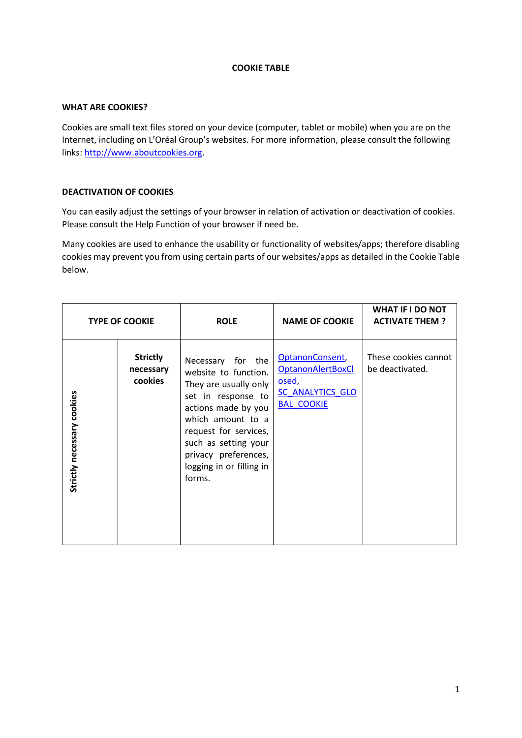# COOKIE TABLE

## WHAT ARE COOKIES?

Cookies are small text files stored on your device (computer, tablet or mobile) when you are on the Internet, including on L'Oréal Group's websites. For more information, please consult the following links: http://www.aboutcookies.org.

## DEACTIVATION OF COOKIES

You can easily adjust the settings of your browser in relation of activation or deactivation of cookies. Please consult the Help Function of your browser if need be.

Many cookies are used to enhance the usability or functionality of websites/apps; therefore disabling cookies may prevent you from using certain parts of our websites/apps as detailed in the Cookie Table below.

| TYPE OF COOKIE | | ROLE | NAME OF COOKIE | WHAT IF I DO NOT ACTIVATE THEM ? |
|---|---|---|---|---|
| Strictly necessary cookies | **Strictly necessary cookies** | Necessary for the website to function. They are usually only set in response to actions made by you which amount to a request for services, such as setting your privacy preferences, logging in or filling in forms. | OptanonConsent, OptanonAlertBoxClosed, SC_ANALYTICS_GLOBAL_COOKIE | These cookies cannot be deactivated. |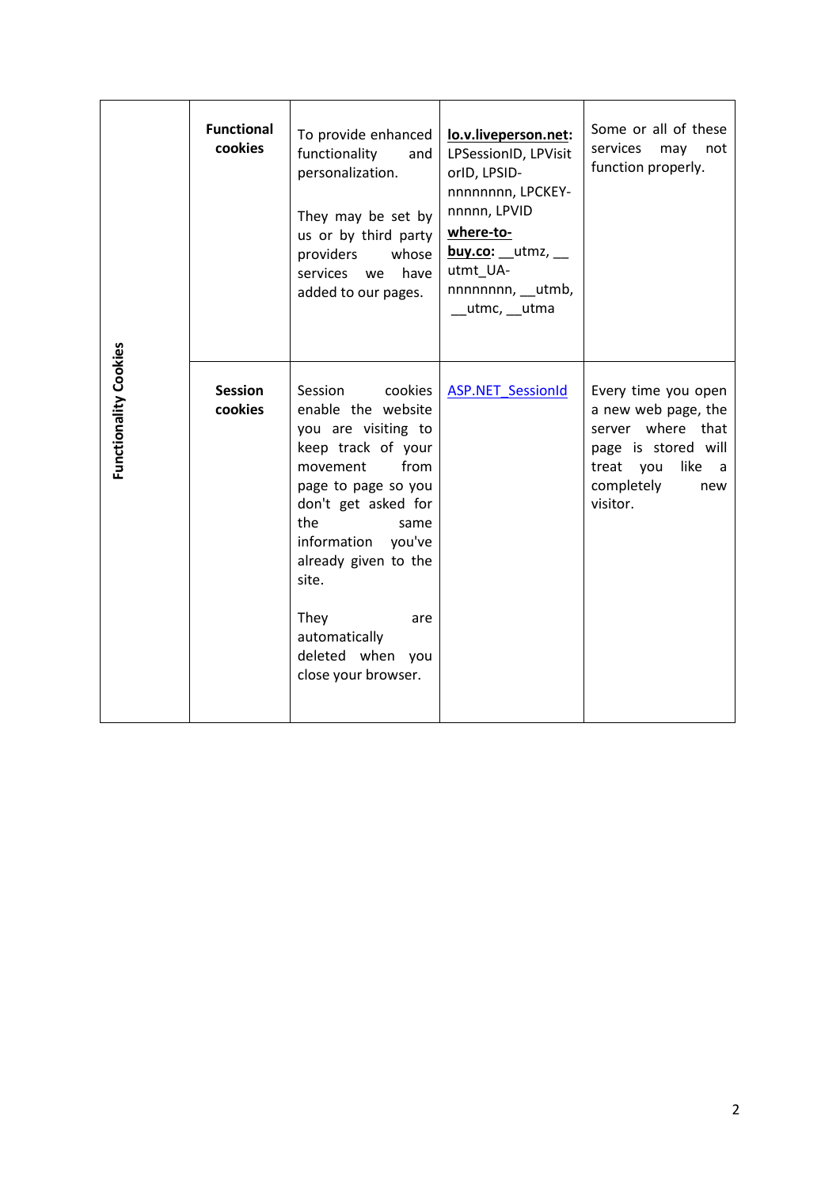| Functionality Cookies | Functional cookies | To provide enhanced functionality and personalization.<br><br>They may be set by us or by third party providers whose services we have added to our pages. | **lo.v.liveperson.net:** LPSessionID, LPVisitorID, LPSID-nnnnnnnn, LPCKEY-nnnnn, LPVID<br>**where-to-buy.co:** __utmz, __utmt_UA-nnnnnnnn, __utmb, __utmc, __utma | Some or all of these services may not function properly. |
|---|---|---|---|---|
| | **Session cookies** | Session cookies enable the website you are visiting to keep track of your movement from page to page so you don't get asked for the same information you've already given to the site.<br><br>They are automatically deleted when you close your browser. | ASP.NET_SessionId | Every time you open a new web page, the server where that page is stored will treat you like a completely new visitor. |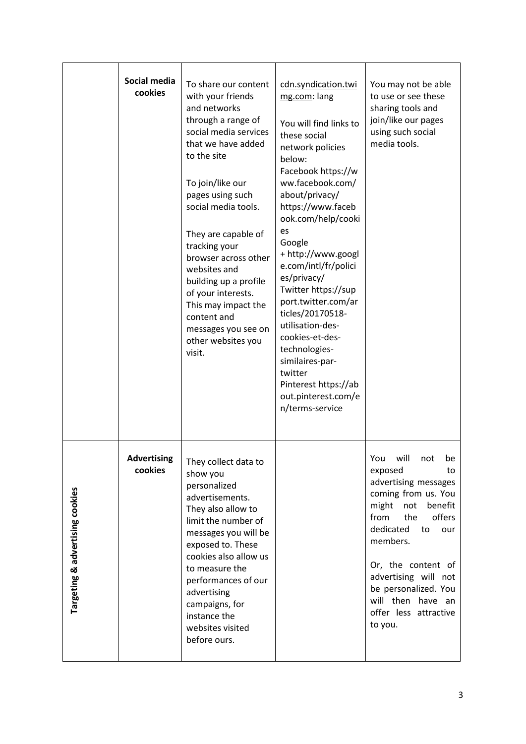|  |  |  |  |  |
|---|---|---|---|---|
|  | **Social media cookies** | To share our content with your friends and networks through a range of social media services that we have added to the site<br><br>To join/like our pages using such social media tools.<br><br>They are capable of tracking your browser across other websites and building up a profile of your interests. This may impact the content and messages you see on other websites you visit. | cdn.syndication.twimg.com: lang<br><br>You will find links to these social network policies below:<br>Facebook https://www.facebook.com/about/privacy/ https://www.facebook.com/help/cookies<br>Google + http://www.google.com/intl/fr/policies/privacy/<br>Twitter https://support.twitter.com/articles/20170518-utilisation-des-cookies-et-des-technologies-similaires-par-twitter<br>Pinterest https://about.pinterest.com/en/terms-service | You may not be able to use or see these sharing tools and join/like our pages using such social media tools. |
| **Targeting & advertising cookies** | **Advertising cookies** | They collect data to show you personalized advertisements. They also allow to limit the number of messages you will be exposed to. These cookies also allow us to measure the performances of our advertising campaigns, for instance the websites visited before ours. |  | You will not be exposed to advertising messages coming from us. You might not benefit from the offers dedicated to our members.<br><br>Or, the content of advertising will not be personalized. You will then have an offer less attractive to you. |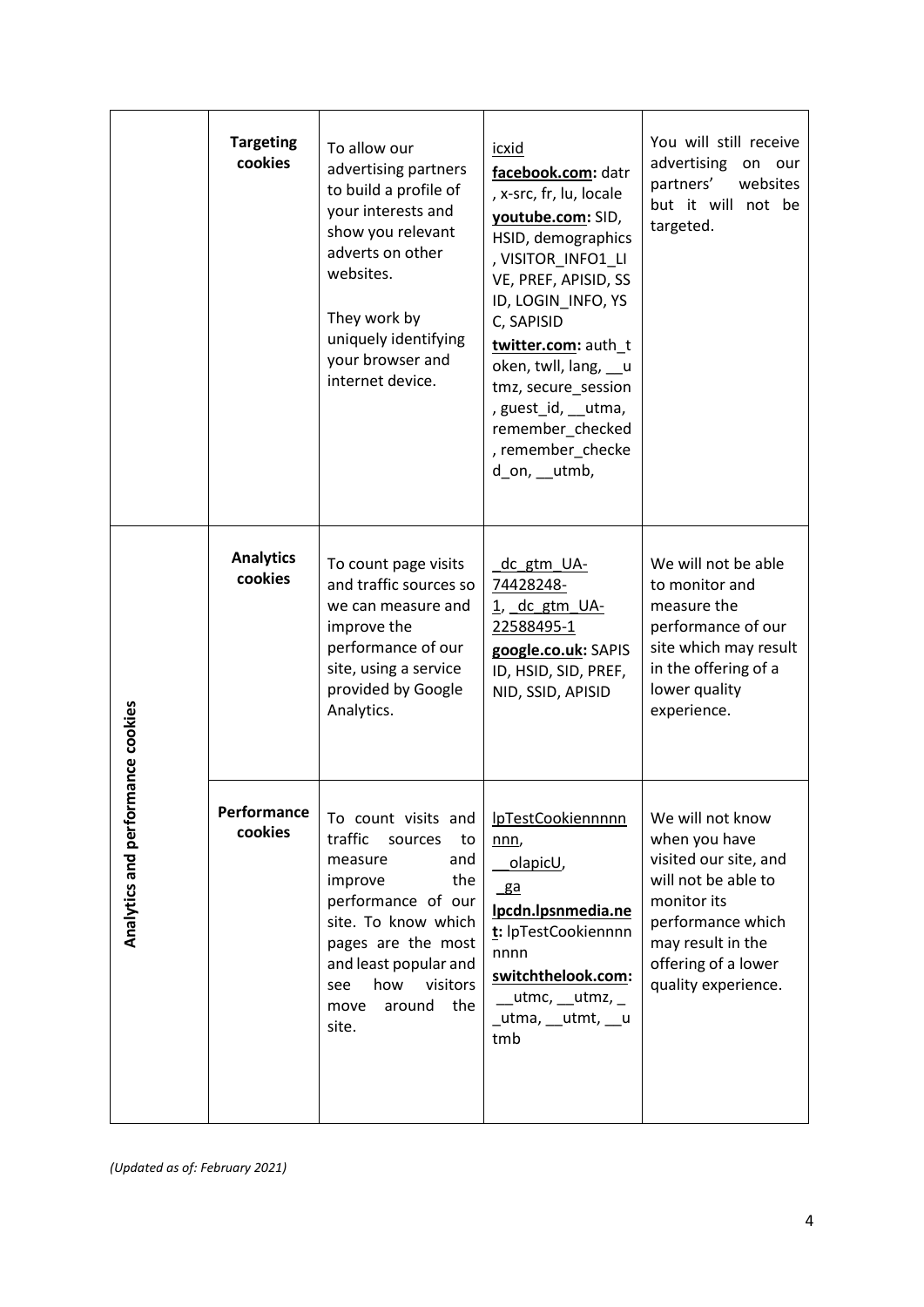| | | | | |
|---|---|---|---|---|
| | **Targeting cookies** | To allow our advertising partners to build a profile of your interests and show you relevant adverts on other websites.<br><br>They work by uniquely identifying your browser and internet device. | icxid<br>**facebook.com:** datr, x-src, fr, lu, locale<br>**youtube.com:** SID, HSID, demographics, VISITOR_INFO1_LIVE, PREF, APISID, SSID, LOGIN_INFO, YSC, SAPISID<br>**twitter.com:** auth_token, twll, lang, __utmz, secure_session, guest_id, __utma, remember_checked, remember_checked_on, __utmb, | You will still receive advertising on our partners' websites but it will not be targeted. |
| **Analytics and performance cookies** | **Analytics cookies** | To count page visits and traffic sources so we can measure and improve the performance of our site, using a service provided by Google Analytics. | _dc_gtm_UA-74428248-1, _dc_gtm_UA-22588495-1<br>**google.co.uk:** SAPISID, HSID, SID, PREF, NID, SSID, APISID | We will not be able to monitor and measure the performance of our site which may result in the offering of a lower quality experience. |
| | **Performance cookies** | To count visits and traffic sources to measure and improve the performance of our site. To know which pages are the most and least popular and see how visitors move around the site. | lpTestCookiennnnnnn,<br>__olapicU,<br>_ga<br>**lpcdn.lpsnmedia.net:** lpTestCookiennnnnnn<br>**switchthelook.com:** __utmc, __utmz, __utma, __utmt, __utmb | We will not know when you have visited our site, and will not be able to monitor its performance which may result in the offering of a lower quality experience. |

*(Updated as of: February 2021)*